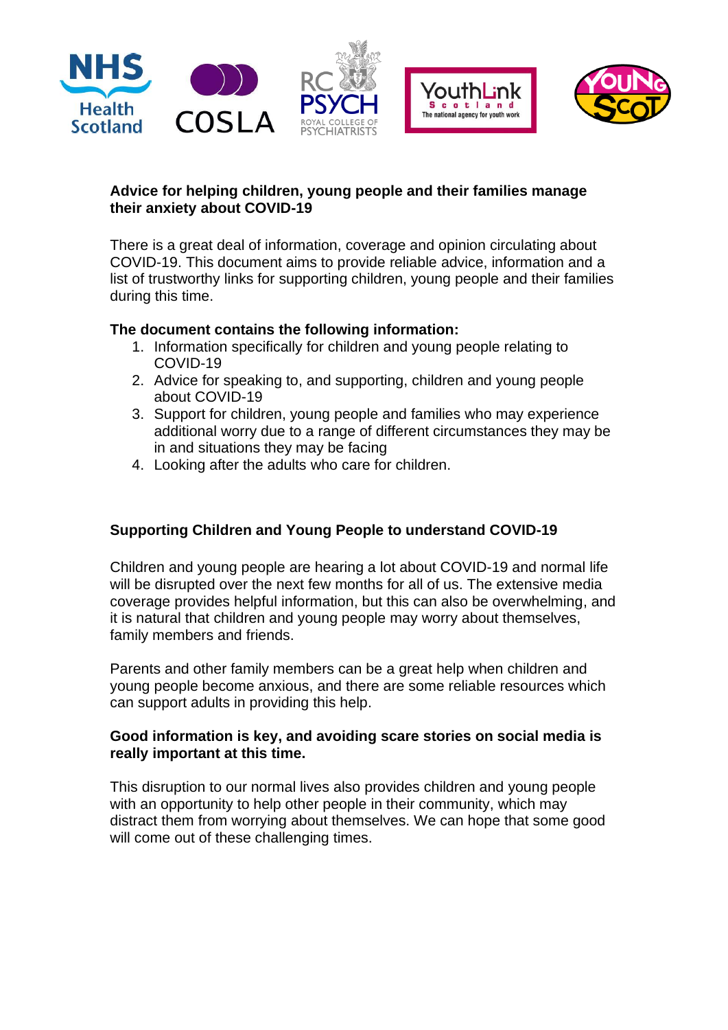## Advice for helping children, young people and their families manage their anxiety about COVID-19

There is a great deal of information, coverage and opinion circulating about COVID-19. This document aims to provide reliable advice, information and a list of trustworthy links for supporting children, young people and their families during this time.

**The document contains the following information:**

1. Information specifically for children and young people relating to COVID-19
2. Advice for speaking to, and supporting, children and young people about COVID-19
3. Support for children, young people and families who may experience additional worry due to a range of different circumstances they may be in and situations they may be facing
4. Looking after the adults who care for children.

## Supporting Children and Young People to understand COVID-19

Children and young people are hearing a lot about COVID-19 and normal life will be disrupted over the next few months for all of us. The extensive media coverage provides helpful information, but this can also be overwhelming, and it is natural that children and young people may worry about themselves, family members and friends.

Parents and other family members can be a great help when children and young people become anxious, and there are some reliable resources which can support adults in providing this help.

**Good information is key, and avoiding scare stories on social media is really important at this time.**

This disruption to our normal lives also provides children and young people with an opportunity to help other people in their community, which may distract them from worrying about themselves. We can hope that some good will come out of these challenging times.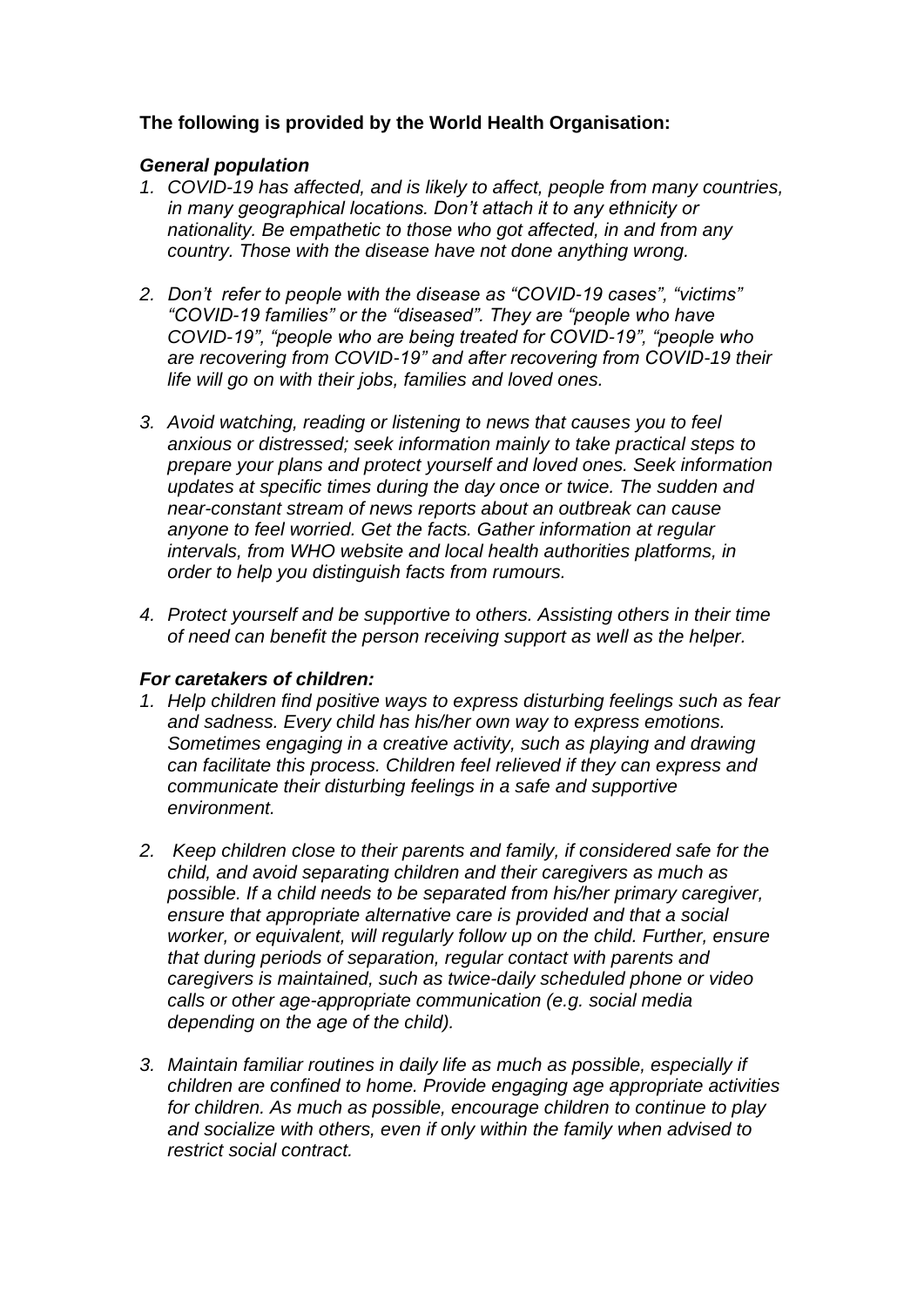**The following is provided by the World Health Organisation:**

***General population***

1. *COVID-19 has affected, and is likely to affect, people from many countries, in many geographical locations. Don't attach it to any ethnicity or nationality. Be empathetic to those who got affected, in and from any country. Those with the disease have not done anything wrong.*

2. *Don't refer to people with the disease as "COVID-19 cases", "victims" "COVID-19 families" or the "diseased". They are "people who have COVID-19", "people who are being treated for COVID-19", "people who are recovering from COVID-19" and after recovering from COVID-19 their life will go on with their jobs, families and loved ones.*

3. *Avoid watching, reading or listening to news that causes you to feel anxious or distressed; seek information mainly to take practical steps to prepare your plans and protect yourself and loved ones. Seek information updates at specific times during the day once or twice. The sudden and near-constant stream of news reports about an outbreak can cause anyone to feel worried. Get the facts. Gather information at regular intervals, from WHO website and local health authorities platforms, in order to help you distinguish facts from rumours.*

4. *Protect yourself and be supportive to others. Assisting others in their time of need can benefit the person receiving support as well as the helper.*

***For caretakers of children:***

1. *Help children find positive ways to express disturbing feelings such as fear and sadness. Every child has his/her own way to express emotions. Sometimes engaging in a creative activity, such as playing and drawing can facilitate this process. Children feel relieved if they can express and communicate their disturbing feelings in a safe and supportive environment.*

2. *Keep children close to their parents and family, if considered safe for the child, and avoid separating children and their caregivers as much as possible. If a child needs to be separated from his/her primary caregiver, ensure that appropriate alternative care is provided and that a social worker, or equivalent, will regularly follow up on the child. Further, ensure that during periods of separation, regular contact with parents and caregivers is maintained, such as twice-daily scheduled phone or video calls or other age-appropriate communication (e.g. social media depending on the age of the child).*

3. *Maintain familiar routines in daily life as much as possible, especially if children are confined to home. Provide engaging age appropriate activities for children. As much as possible, encourage children to continue to play and socialize with others, even if only within the family when advised to restrict social contract.*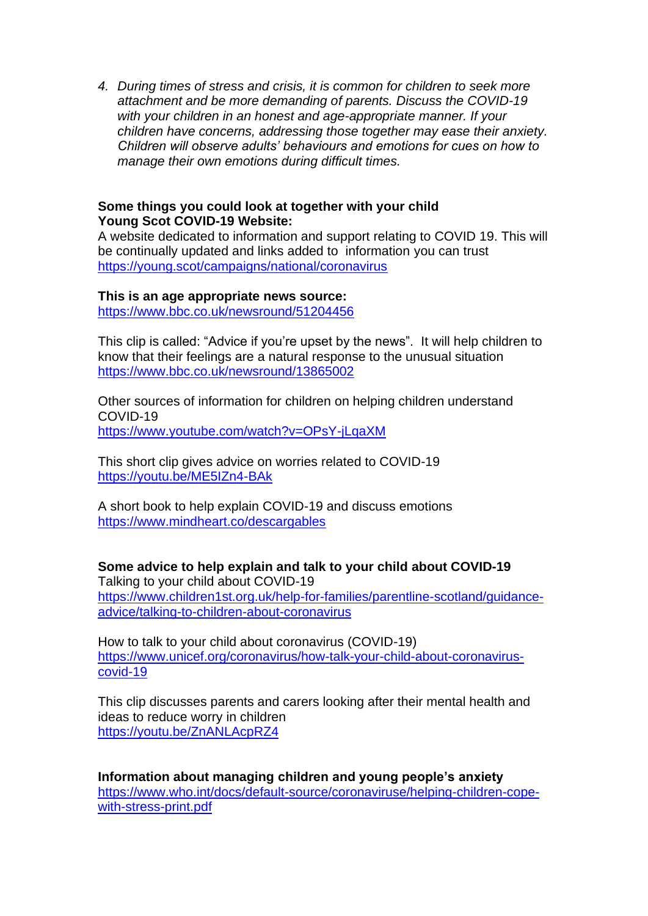4. *During times of stress and crisis, it is common for children to seek more attachment and be more demanding of parents. Discuss the COVID-19 with your children in an honest and age-appropriate manner. If your children have concerns, addressing those together may ease their anxiety. Children will observe adults' behaviours and emotions for cues on how to manage their own emotions during difficult times.*

**Some things you could look at together with your child**
**Young Scot COVID-19 Website:**
A website dedicated to information and support relating to COVID 19. This will be continually updated and links added to information you can trust
https://young.scot/campaigns/national/coronavirus

**This is an age appropriate news source:**
https://www.bbc.co.uk/newsround/51204456

This clip is called: "Advice if you're upset by the news". It will help children to know that their feelings are a natural response to the unusual situation
https://www.bbc.co.uk/newsround/13865002

Other sources of information for children on helping children understand COVID-19
https://www.youtube.com/watch?v=OPsY-jLqaXM

This short clip gives advice on worries related to COVID-19
https://youtu.be/ME5IZn4-BAk

A short book to help explain COVID-19 and discuss emotions
https://www.mindheart.co/descargables

**Some advice to help explain and talk to your child about COVID-19**
Talking to your child about COVID-19
https://www.children1st.org.uk/help-for-families/parentline-scotland/guidance-advice/talking-to-children-about-coronavirus

How to talk to your child about coronavirus (COVID-19)
https://www.unicef.org/coronavirus/how-talk-your-child-about-coronavirus-covid-19

This clip discusses parents and carers looking after their mental health and ideas to reduce worry in children
https://youtu.be/ZnANLAcpRZ4

**Information about managing children and young people's anxiety**
https://www.who.int/docs/default-source/coronaviruse/helping-children-cope-with-stress-print.pdf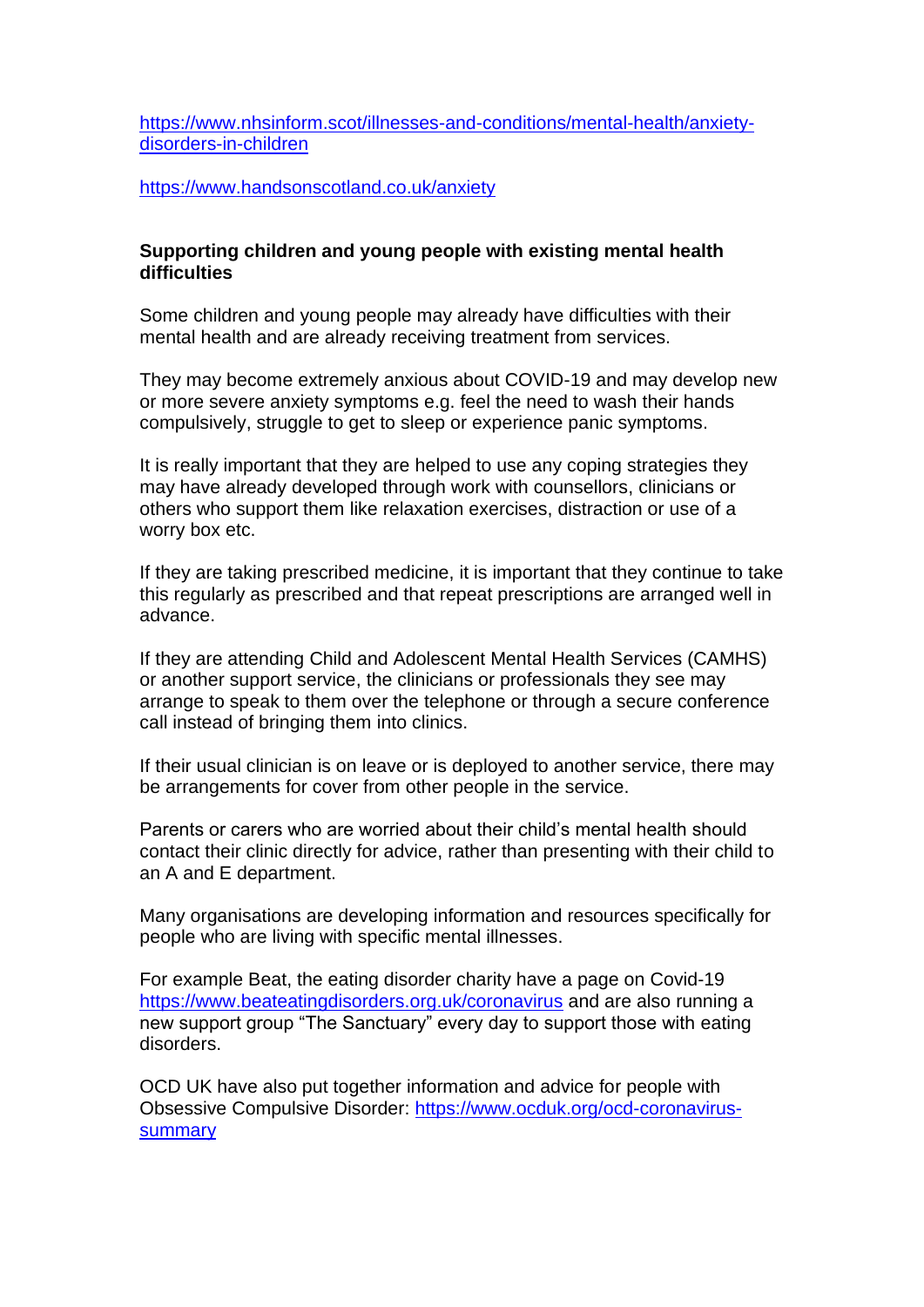https://www.nhsinform.scot/illnesses-and-conditions/mental-health/anxiety-disorders-in-children

https://www.handsonscotland.co.uk/anxiety

### Supporting children and young people with existing mental health difficulties

Some children and young people may already have difficulties with their mental health and are already receiving treatment from services.

They may become extremely anxious about COVID-19 and may develop new or more severe anxiety symptoms e.g. feel the need to wash their hands compulsively, struggle to get to sleep or experience panic symptoms.

It is really important that they are helped to use any coping strategies they may have already developed through work with counsellors, clinicians or others who support them like relaxation exercises, distraction or use of a worry box etc.

If they are taking prescribed medicine, it is important that they continue to take this regularly as prescribed and that repeat prescriptions are arranged well in advance.

If they are attending Child and Adolescent Mental Health Services (CAMHS) or another support service, the clinicians or professionals they see may arrange to speak to them over the telephone or through a secure conference call instead of bringing them into clinics.

If their usual clinician is on leave or is deployed to another service, there may be arrangements for cover from other people in the service.

Parents or carers who are worried about their child's mental health should contact their clinic directly for advice, rather than presenting with their child to an A and E department.

Many organisations are developing information and resources specifically for people who are living with specific mental illnesses.

For example Beat, the eating disorder charity have a page on Covid-19 https://www.beateatingdisorders.org.uk/coronavirus and are also running a new support group "The Sanctuary" every day to support those with eating disorders.

OCD UK have also put together information and advice for people with Obsessive Compulsive Disorder: https://www.ocduk.org/ocd-coronavirus-summary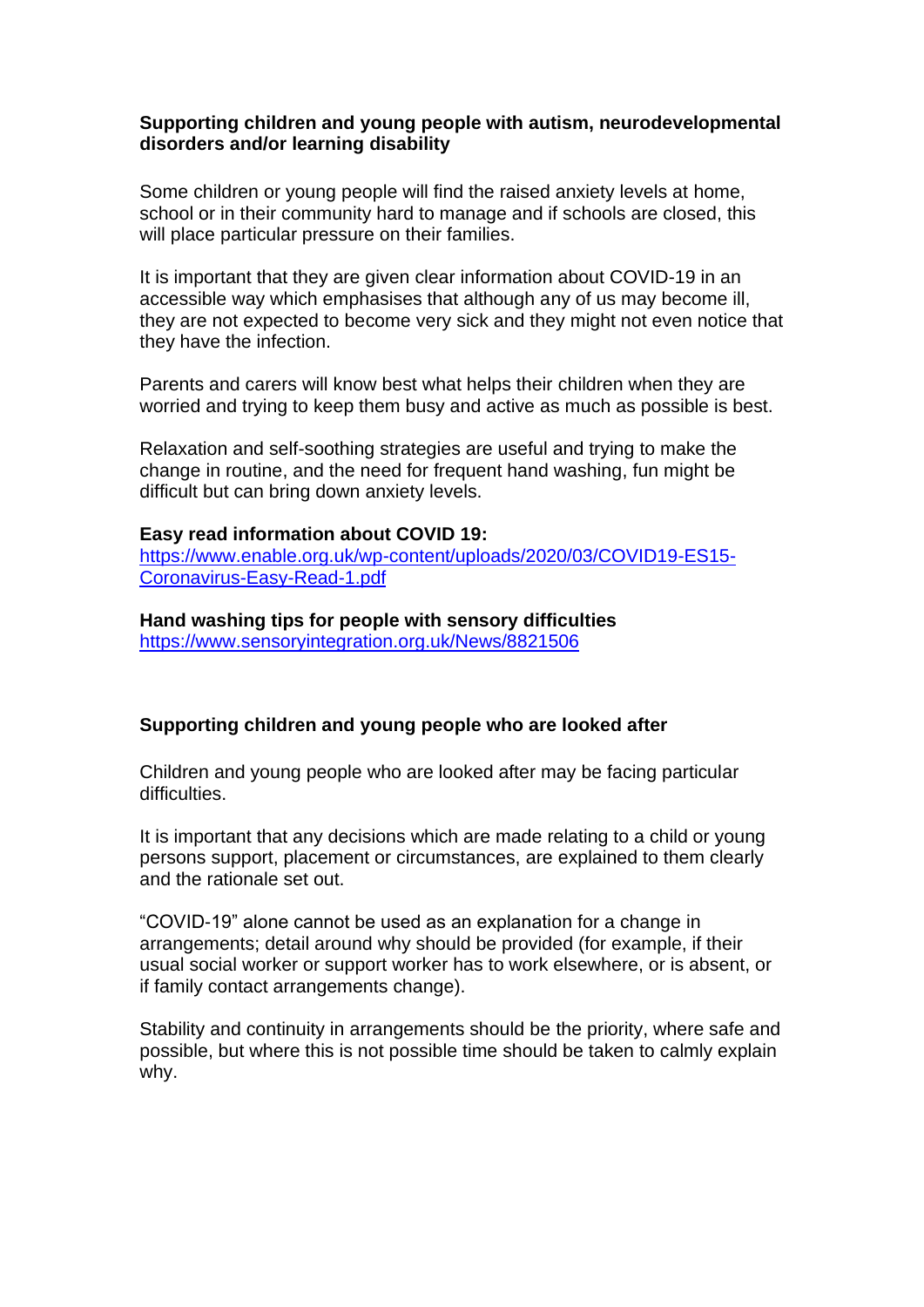## Supporting children and young people with autism, neurodevelopmental disorders and/or learning disability

Some children or young people will find the raised anxiety levels at home, school or in their community hard to manage and if schools are closed, this will place particular pressure on their families.

It is important that they are given clear information about COVID-19 in an accessible way which emphasises that although any of us may become ill, they are not expected to become very sick and they might not even notice that they have the infection.

Parents and carers will know best what helps their children when they are worried and trying to keep them busy and active as much as possible is best.

Relaxation and self-soothing strategies are useful and trying to make the change in routine, and the need for frequent hand washing, fun might be difficult but can bring down anxiety levels.

**Easy read information about COVID 19:**
https://www.enable.org.uk/wp-content/uploads/2020/03/COVID19-ES15-Coronavirus-Easy-Read-1.pdf

**Hand washing tips for people with sensory difficulties**
https://www.sensoryintegration.org.uk/News/8821506

## Supporting children and young people who are looked after

Children and young people who are looked after may be facing particular difficulties.

It is important that any decisions which are made relating to a child or young persons support, placement or circumstances, are explained to them clearly and the rationale set out.

"COVID-19" alone cannot be used as an explanation for a change in arrangements; detail around why should be provided (for example, if their usual social worker or support worker has to work elsewhere, or is absent, or if family contact arrangements change).

Stability and continuity in arrangements should be the priority, where safe and possible, but where this is not possible time should be taken to calmly explain why.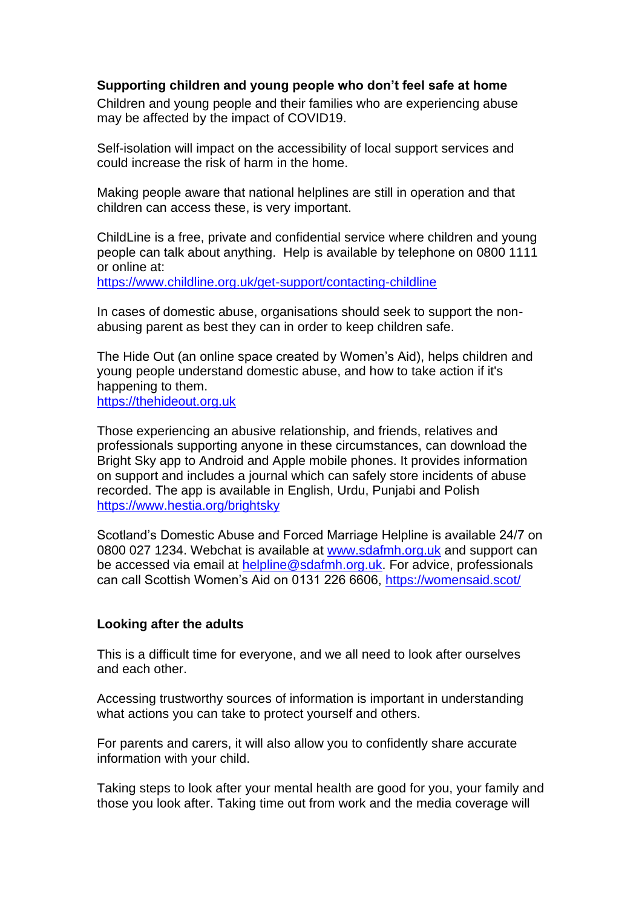**Supporting children and young people who don't feel safe at home**

Children and young people and their families who are experiencing abuse may be affected by the impact of COVID19.

Self-isolation will impact on the accessibility of local support services and could increase the risk of harm in the home.

Making people aware that national helplines are still in operation and that children can access these, is very important.

ChildLine is a free, private and confidential service where children and young people can talk about anything. Help is available by telephone on 0800 1111 or online at:
https://www.childline.org.uk/get-support/contacting-childline

In cases of domestic abuse, organisations should seek to support the non-abusing parent as best they can in order to keep children safe.

The Hide Out (an online space created by Women's Aid), helps children and young people understand domestic abuse, and how to take action if it's happening to them.
https://thehideout.org.uk

Those experiencing an abusive relationship, and friends, relatives and professionals supporting anyone in these circumstances, can download the Bright Sky app to Android and Apple mobile phones. It provides information on support and includes a journal which can safely store incidents of abuse recorded. The app is available in English, Urdu, Punjabi and Polish
https://www.hestia.org/brightsky

Scotland's Domestic Abuse and Forced Marriage Helpline is available 24/7 on 0800 027 1234. Webchat is available at www.sdafmh.org.uk and support can be accessed via email at helpline@sdafmh.org.uk. For advice, professionals can call Scottish Women's Aid on 0131 226 6606, https://womensaid.scot/

**Looking after the adults**

This is a difficult time for everyone, and we all need to look after ourselves and each other.

Accessing trustworthy sources of information is important in understanding what actions you can take to protect yourself and others.

For parents and carers, it will also allow you to confidently share accurate information with your child.

Taking steps to look after your mental health are good for you, your family and those you look after. Taking time out from work and the media coverage will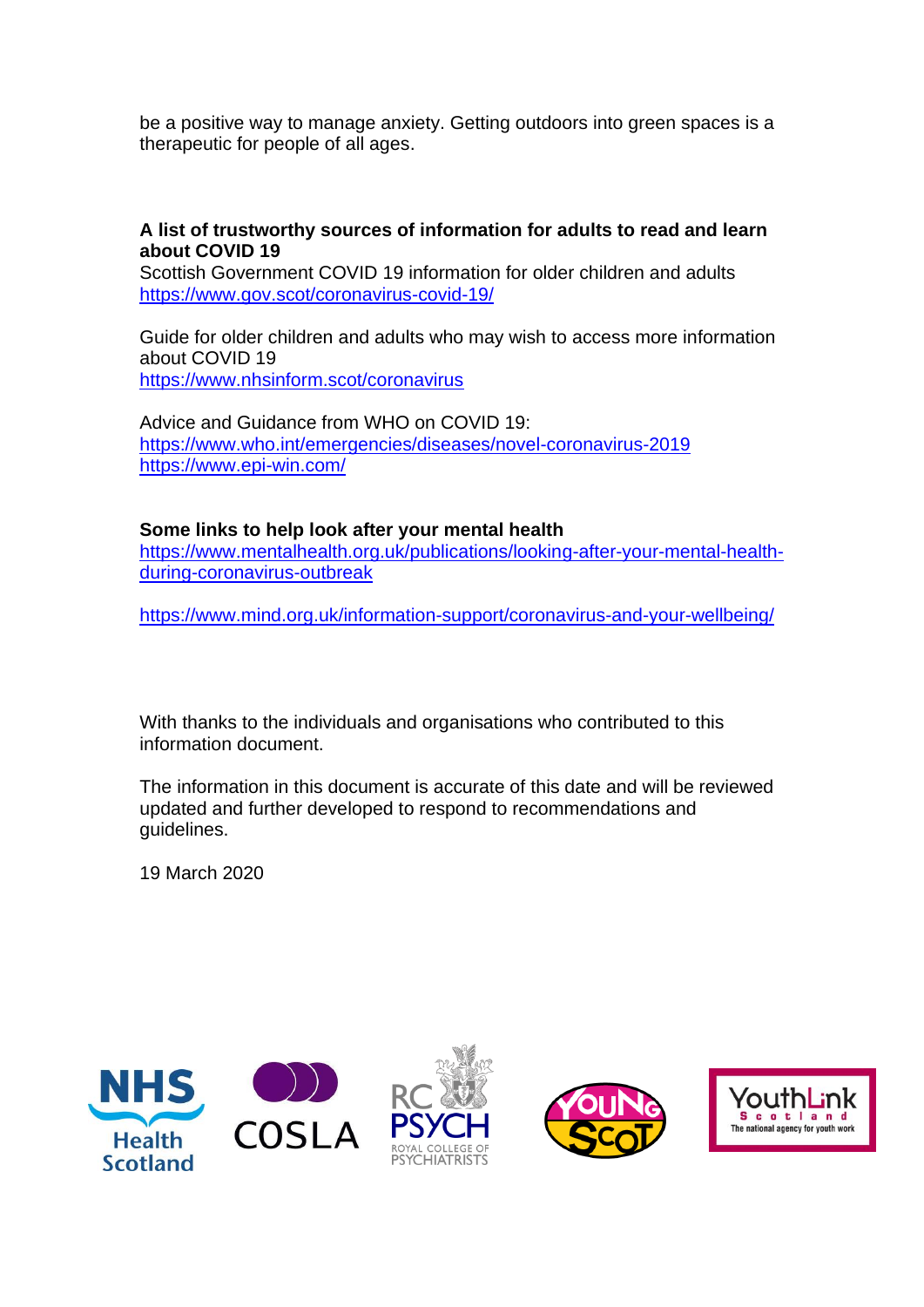be a positive way to manage anxiety. Getting outdoors into green spaces is a therapeutic for people of all ages.

**A list of trustworthy sources of information for adults to read and learn about COVID 19**

Scottish Government COVID 19 information for older children and adults
https://www.gov.scot/coronavirus-covid-19/

Guide for older children and adults who may wish to access more information about COVID 19
https://www.nhsinform.scot/coronavirus

Advice and Guidance from WHO on COVID 19:
https://www.who.int/emergencies/diseases/novel-coronavirus-2019
https://www.epi-win.com/

**Some links to help look after your mental health**

https://www.mentalhealth.org.uk/publications/looking-after-your-mental-health-during-coronavirus-outbreak

https://www.mind.org.uk/information-support/coronavirus-and-your-wellbeing/

With thanks to the individuals and organisations who contributed to this information document.

The information in this document is accurate of this date and will be reviewed updated and further developed to respond to recommendations and guidelines.

19 March 2020

NHS Health Scotland

COSLA

RC PSYCH ROYAL COLLEGE OF PSYCHIATRISTS

YOUNG SCOT

YouthLink Scotland The national agency for youth work